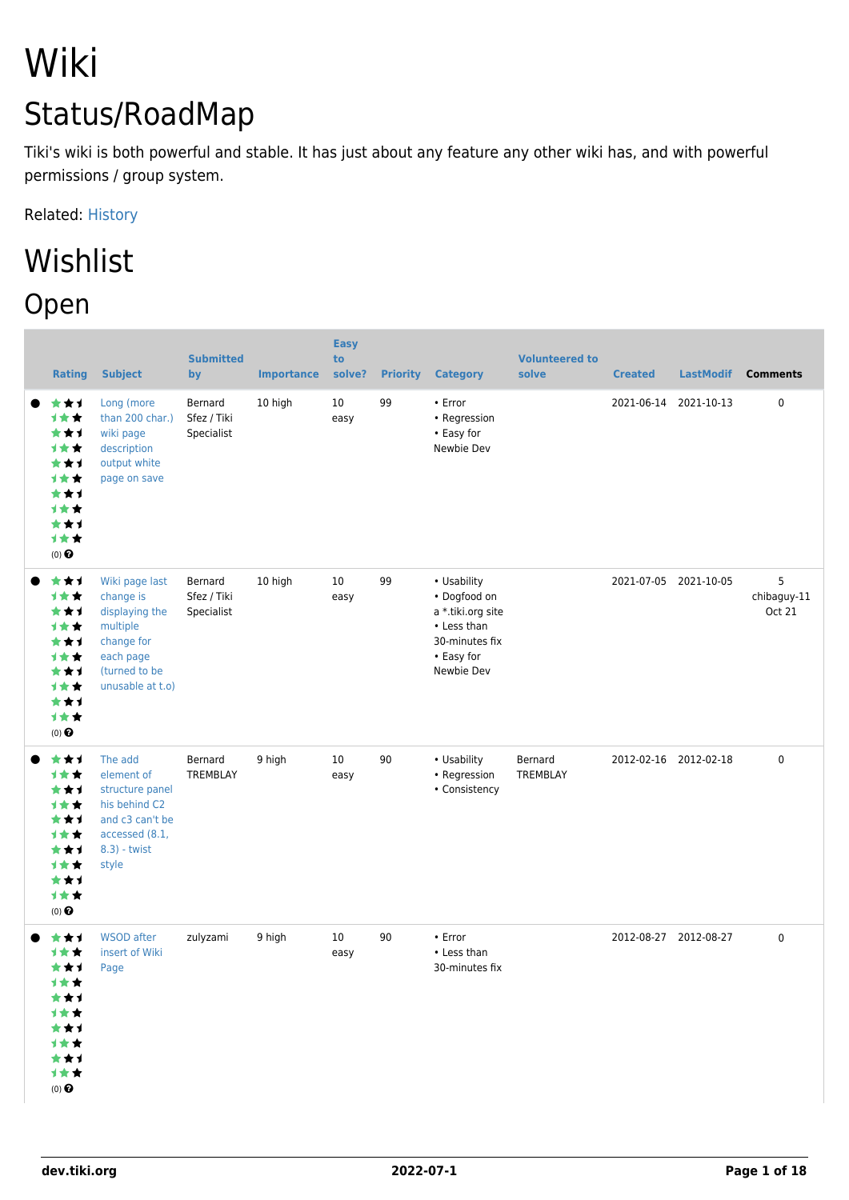# Wiki

## Status/RoadMap

Tiki's wiki is both powerful and stable. It has just about any feature any other wiki has, and with powerful permissions / group system.

Related: History

# Wishlist

## Open

| Rating | Subject | Submitted by | Importance | Easy to solve? | Priority | Category | Volunteered to solve | Created | LastModif | Comments |
|---|---|---|---|---|---|---|---|---|---|---|
| (0) | Long (more than 200 char.) wiki page description output white page on save | Bernard Sfez / Tiki Specialist | 10 high | 10 easy | 99 | • Error • Regression • Easy for Newbie Dev | | 2021-06-14 | 2021-10-13 | 0 |
| (0) | Wiki page last change is displaying the multiple change for each page (turned to be unusable at t.o) | Bernard Sfez / Tiki Specialist | 10 high | 10 easy | 99 | • Usability • Dogfood on a *.tiki.org site • Less than 30-minutes fix • Easy for Newbie Dev | | 2021-07-05 | 2021-10-05 | 5 chibaguy-11 Oct 21 |
| (0) | The add element of structure panel his behind C2 and c3 can't be accessed (8.1, 8.3) - twist style | Bernard TREMBLAY | 9 high | 10 easy | 90 | • Usability • Regression • Consistency | Bernard TREMBLAY | 2012-02-16 | 2012-02-18 | 0 |
| (0) | WSOD after insert of Wiki Page | zulyzami | 9 high | 10 easy | 90 | • Error • Less than 30-minutes fix | | 2012-08-27 | 2012-08-27 | 0 |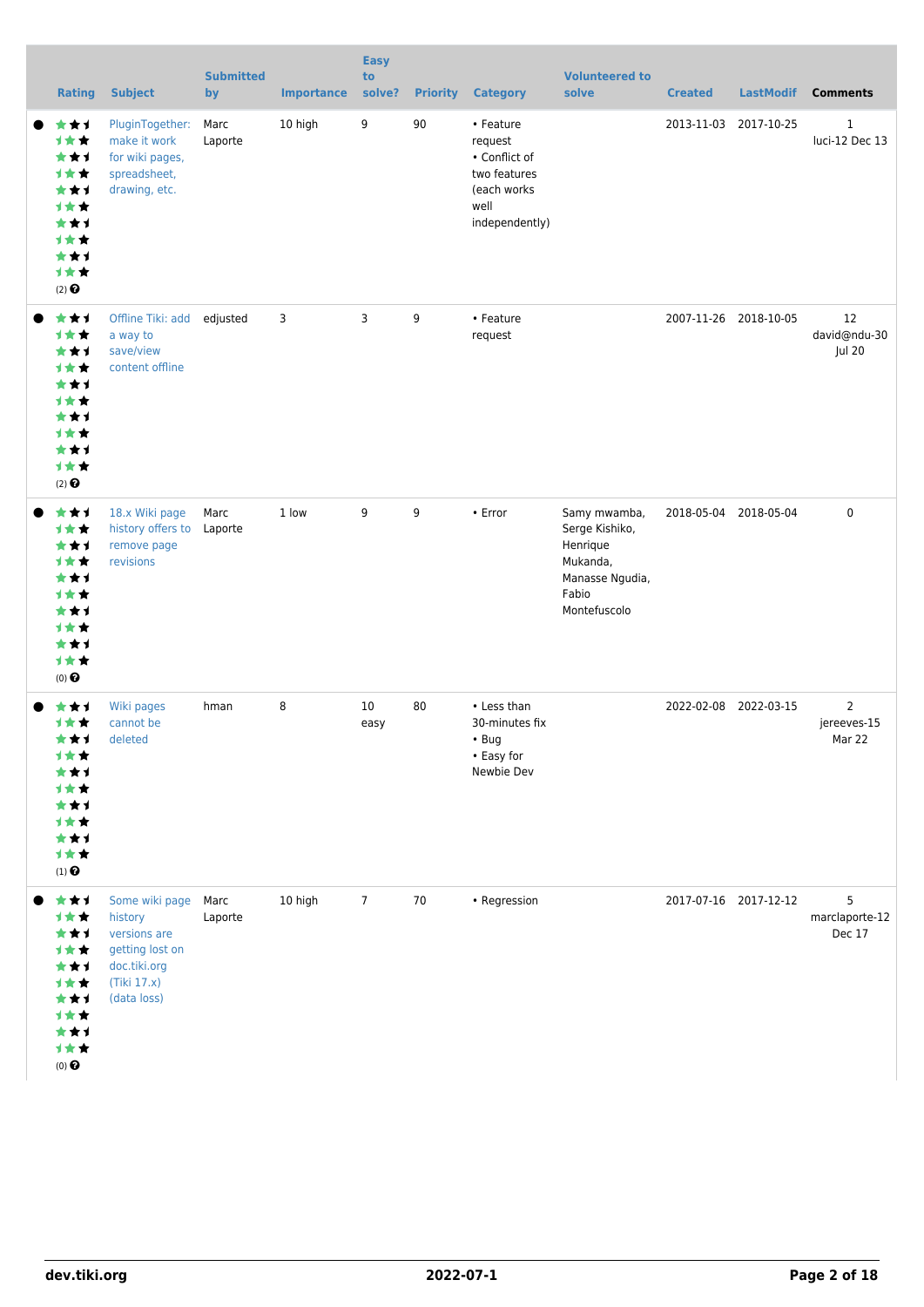| Rating | Subject | Submitted by | Importance | Easy to solve? | Priority | Category | Volunteered to solve | Created | LastModif | Comments |
|---|---|---|---|---|---|---|---|---|---|---|
| (2) | PluginTogether: make it work for wiki pages, spreadsheet, drawing, etc. | Marc Laporte | 10 high | 9 | 90 | • Feature request<br>• Conflict of two features (each works well independently) | | 2013-11-03 | 2017-10-25 | 1<br>luci-12 Dec 13 |
| (2) | Offline Tiki: add a way to save/view content offline | edjusted | 3 | 3 | 9 | • Feature request | | 2007-11-26 | 2018-10-05 | 12<br>david@ndu-30 Jul 20 |
| (0) | 18.x Wiki page history offers to remove page revisions | Marc Laporte | 1 low | 9 | 9 | • Error | Samy mwamba, Serge Kishiko, Henrique Mukanda, Manasse Ngudia, Fabio Montefuscolo | 2018-05-04 | 2018-05-04 | 0 |
| (1) | Wiki pages cannot be deleted | hman | 8 | 10 easy | 80 | • Less than 30-minutes fix<br>• Bug<br>• Easy for Newbie Dev | | 2022-02-08 | 2022-03-15 | 2<br>jereeves-15 Mar 22 |
| (0) | Some wiki page history versions are getting lost on doc.tiki.org (Tiki 17.x) (data loss) | Marc Laporte | 10 high | 7 | 70 | • Regression | | 2017-07-16 | 2017-12-12 | 5<br>marclaporte-12 Dec 17 |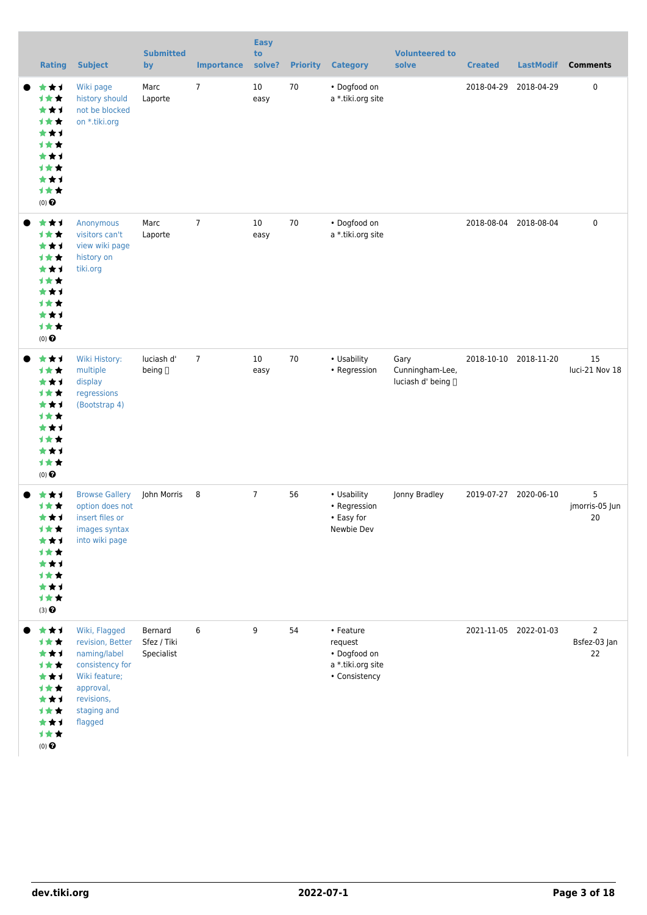| Rating | Subject | Submitted by | Importance | Easy to solve? | Priority | Category | Volunteered to solve | Created | LastModif | Comments |
|---|---|---|---|---|---|---|---|---|---|---|
| (0) | Wiki page history should not be blocked on *.tiki.org | Marc Laporte | 7 | 10 easy | 70 | • Dogfood on a *.tiki.org site | | 2018-04-29 | 2018-04-29 | 0 |
| (0) | Anonymous visitors can't view wiki page history on tiki.org | Marc Laporte | 7 | 10 easy | 70 | • Dogfood on a *.tiki.org site | | 2018-08-04 | 2018-08-04 | 0 |
| (0) | Wiki History: multiple display regressions (Bootstrap 4) | luciash d' being | 7 | 10 easy | 70 | • Usability • Regression | Gary Cunningham-Lee, luciash d' being | 2018-10-10 | 2018-11-20 | 15 luci-21 Nov 18 |
| (3) | Browse Gallery option does not insert files or images syntax into wiki page | John Morris | 8 | 7 | 56 | • Usability • Regression • Easy for Newbie Dev | Jonny Bradley | 2019-07-27 | 2020-06-10 | 5 jmorris-05 Jun 20 |
| (0) | Wiki, Flagged revision, Better naming/label consistency for Wiki feature; approval, revisions, staging and flagged | Bernard Sfez / Tiki Specialist | 6 | 9 | 54 | • Feature request • Dogfood on a *.tiki.org site • Consistency | | 2021-11-05 | 2022-01-03 | 2 Bsfez-03 Jan 22 |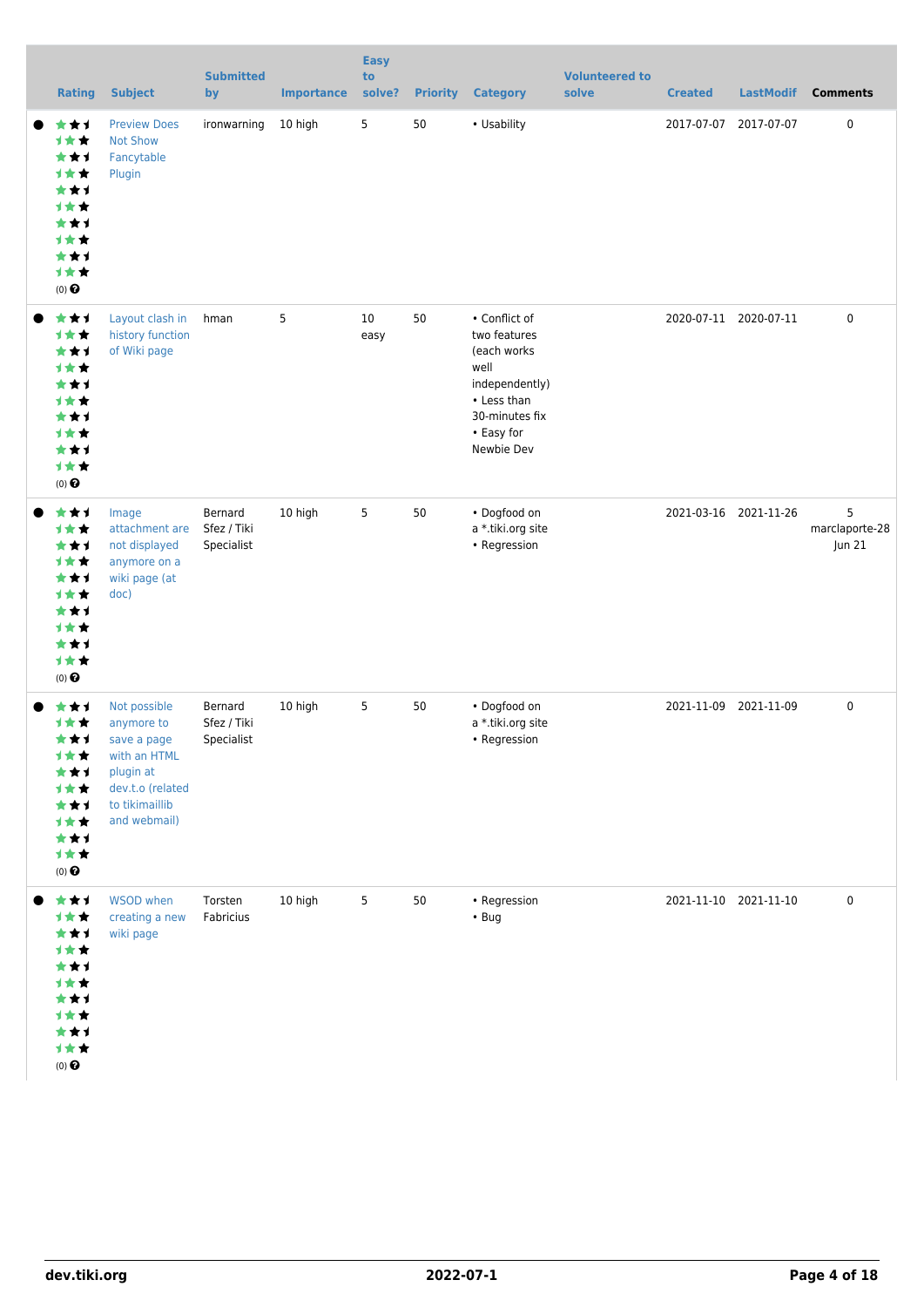| Rating | Subject | Submitted by | Importance | Easy to solve? | Priority | Category | Volunteered to solve | Created | LastModif | Comments |
|---|---|---|---|---|---|---|---|---|---|---|
| (0) | Preview Does Not Show Fancytable Plugin | ironwarning | 10 high | 5 | 50 | • Usability | | 2017-07-07 | 2017-07-07 | 0 |
| (0) | Layout clash in history function of Wiki page | hman | 5 | 10 easy | 50 | • Conflict of two features (each works well independently) • Less than 30-minutes fix • Easy for Newbie Dev | | 2020-07-11 | 2020-07-11 | 0 |
| (0) | Image attachment are not displayed anymore on a wiki page (at doc) | Bernard Sfez / Tiki Specialist | 10 high | 5 | 50 | • Dogfood on a *.tiki.org site • Regression | | 2021-03-16 | 2021-11-26 | 5 marclaporte-28 Jun 21 |
| (0) | Not possible anymore to save a page with an HTML plugin at dev.t.o (related to tikimaillib and webmail) | Bernard Sfez / Tiki Specialist | 10 high | 5 | 50 | • Dogfood on a *.tiki.org site • Regression | | 2021-11-09 | 2021-11-09 | 0 |
| (0) | WSOD when creating a new wiki page | Torsten Fabricius | 10 high | 5 | 50 | • Regression • Bug | | 2021-11-10 | 2021-11-10 | 0 |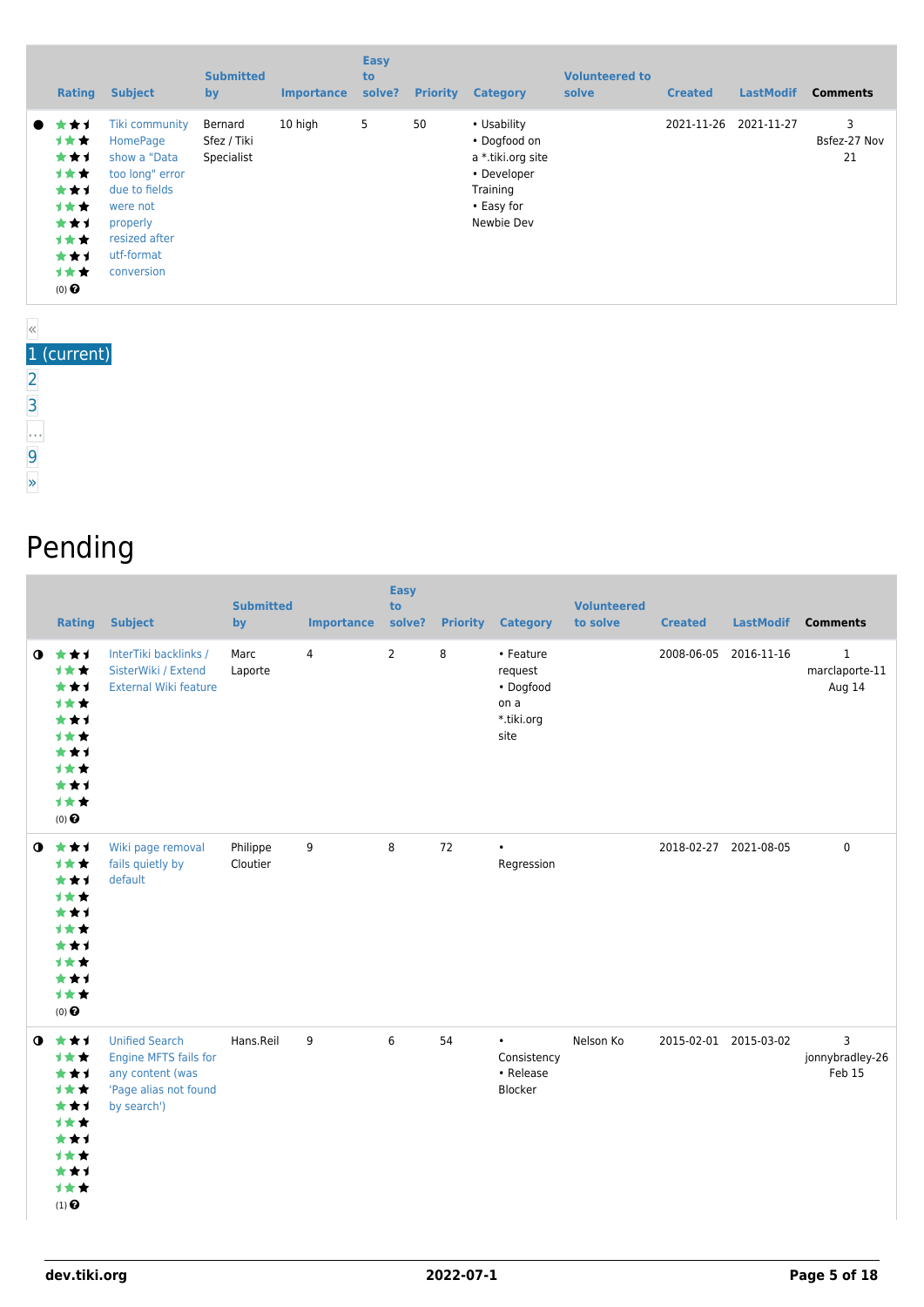| | Rating | Subject | Submitted by | Importance | Easy to solve? | Priority | Category | Volunteered to solve | Created | LastModif | Comments |
|---|---|---|---|---|---|---|---|---|---|---|---|
| ● | (0) | Tiki community HomePage show a "Data too long" error due to fields were not properly resized after utf-format conversion | Bernard Sfez / Tiki Specialist | 10 high | 5 | 50 | • Usability • Dogfood on a *.tiki.org site • Developer Training • Easy for Newbie Dev | | 2021-11-26 | 2021-11-27 | 3 Bsfez-27 Nov 21 |

«
1 (current)
2
3
…
9
»

# Pending

| | Rating | Subject | Submitted by | Importance | Easy to solve? | Priority | Category | Volunteered to solve | Created | LastModif | Comments |
|---|---|---|---|---|---|---|---|---|---|---|---|
| ◑ | (0) | InterTiki backlinks / SisterWiki / Extend External Wiki feature | Marc Laporte | 4 | 2 | 8 | • Feature request • Dogfood on a *.tiki.org site | | 2008-06-05 | 2016-11-16 | 1 marclaporte-11 Aug 14 |
| ◑ | (0) | Wiki page removal fails quietly by default | Philippe Cloutier | 9 | 8 | 72 | • Regression | | 2018-02-27 | 2021-08-05 | 0 |
| ◑ | (1) | Unified Search Engine MFTS fails for any content (was 'Page alias not found by search') | Hans.Reil | 9 | 6 | 54 | • Consistency • Release Blocker | Nelson Ko | 2015-02-01 | 2015-03-02 | 3 jonnybradley-26 Feb 15 |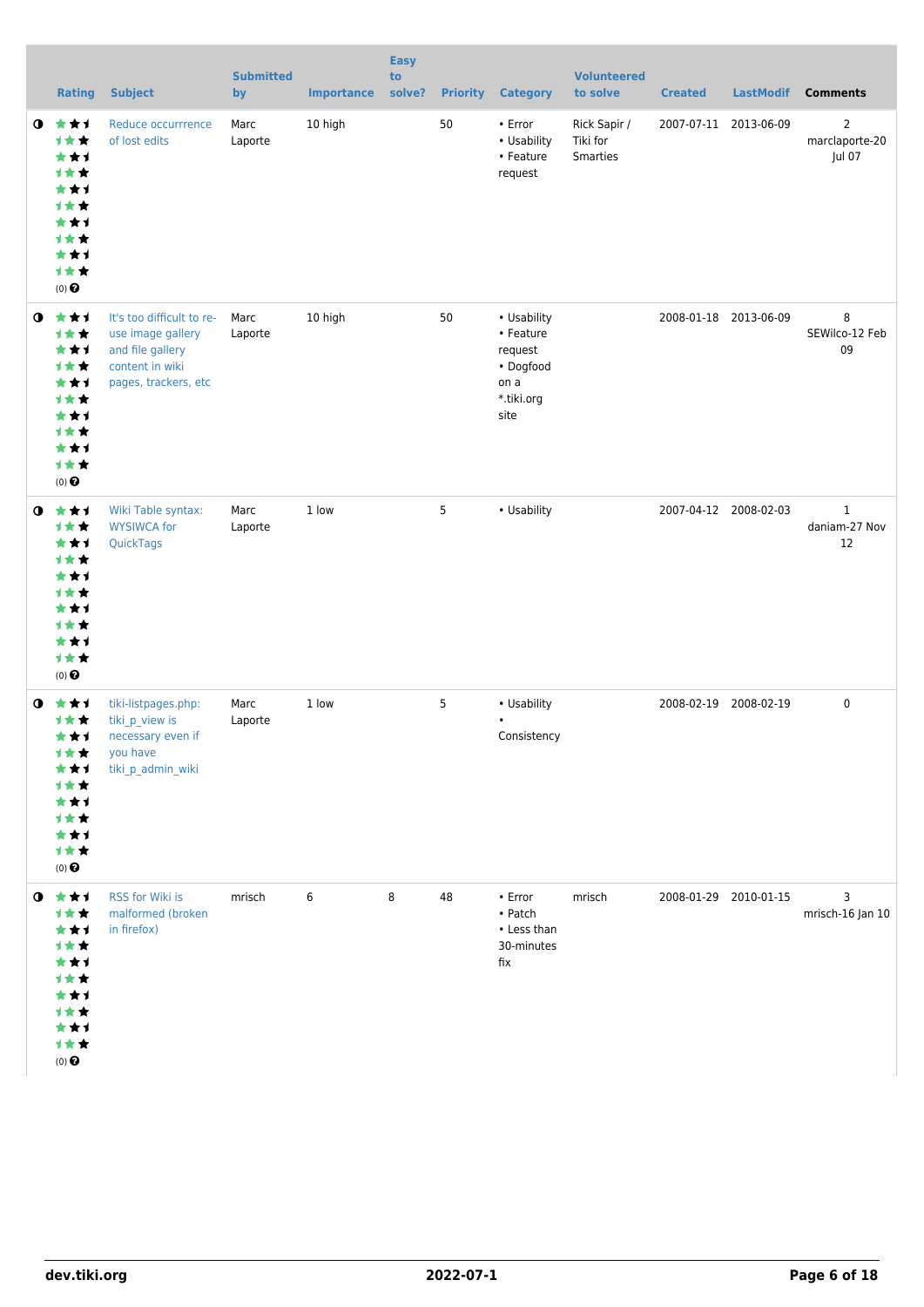|  | Rating | Subject | Submitted by | Importance | Easy to solve? | Priority | Category | Volunteered to solve | Created | LastModif | Comments |
|---|---|---|---|---|---|---|---|---|---|---|---|
|  | (0) | Reduce occurrrence of lost edits | Marc Laporte | 10 high |  | 50 | • Error • Usability • Feature request | Rick Sapir / Tiki for Smarties | 2007-07-11 | 2013-06-09 | 2 marclaporte-20 Jul 07 |
|  | (0) | It's too difficult to re-use image gallery and file gallery content in wiki pages, trackers, etc | Marc Laporte | 10 high |  | 50 | • Usability • Feature request • Dogfood on a *.tiki.org site |  | 2008-01-18 | 2013-06-09 | 8 SEWilco-12 Feb 09 |
|  | (0) | Wiki Table syntax: WYSIWCA for QuickTags | Marc Laporte | 1 low |  | 5 | • Usability |  | 2007-04-12 | 2008-02-03 | 1 daniam-27 Nov 12 |
|  | (0) | tiki-listpages.php: tiki_p_view is necessary even if you have tiki_p_admin_wiki | Marc Laporte | 1 low |  | 5 | • Usability • Consistency |  | 2008-02-19 | 2008-02-19 | 0 |
|  | (0) | RSS for Wiki is malformed (broken in firefox) | mrisch | 6 | 8 | 48 | • Error • Patch • Less than 30-minutes fix | mrisch | 2008-01-29 | 2010-01-15 | 3 mrisch-16 Jan 10 |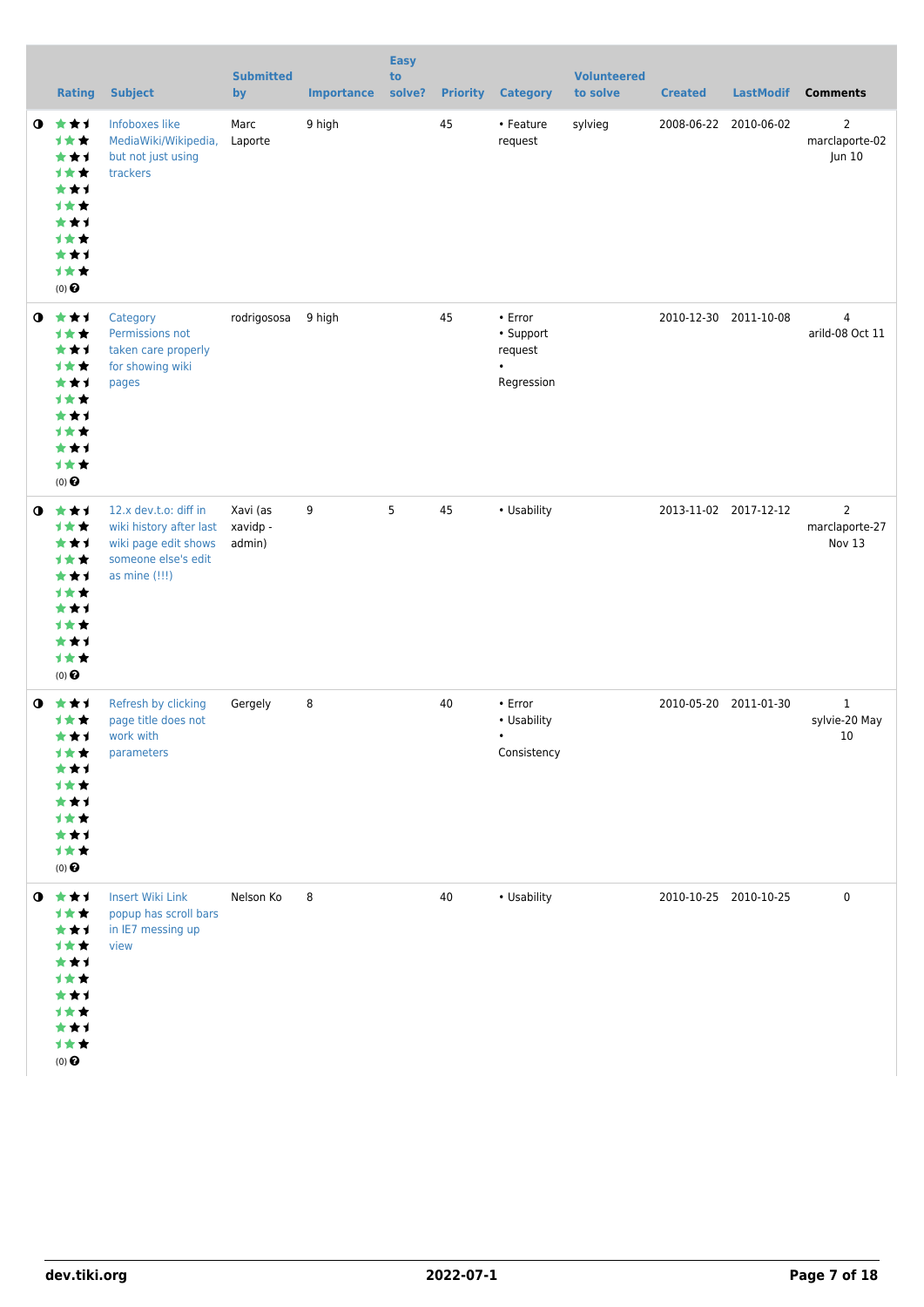| | Rating | Subject | Submitted by | Importance | Easy to solve? | Priority | Category | Volunteered to solve | Created | LastModif | Comments |
|---|---|---|---|---|---|---|---|---|---|---|---|
| ◑ | (0) | Infoboxes like MediaWiki/Wikipedia, but not just using trackers | Marc Laporte | 9 high | | 45 | • Feature request | sylvieg | 2008-06-22 | 2010-06-02 | 2 marclaporte-02 Jun 10 |
| ◑ | (0) | Category Permissions not taken care properly for showing wiki pages | rodrigosousa | 9 high | | 45 | • Error • Support request • Regression | | 2010-12-30 | 2011-10-08 | 4 arild-08 Oct 11 |
| ◑ | (0) | 12.x dev.t.o: diff in wiki history after last wiki page edit shows someone else's edit as mine (!!!) | Xavi (as xavidp - admin) | 9 | 5 | 45 | • Usability | | 2013-11-02 | 2017-12-12 | 2 marclaporte-27 Nov 13 |
| ◑ | (0) | Refresh by clicking page title does not work with parameters | Gergely | 8 | | 40 | • Error • Usability • Consistency | | 2010-05-20 | 2011-01-30 | 1 sylvie-20 May 10 |
| ◑ | (0) | Insert Wiki Link popup has scroll bars in IE7 messing up view | Nelson Ko | 8 | | 40 | • Usability | | 2010-10-25 | 2010-10-25 | 0 |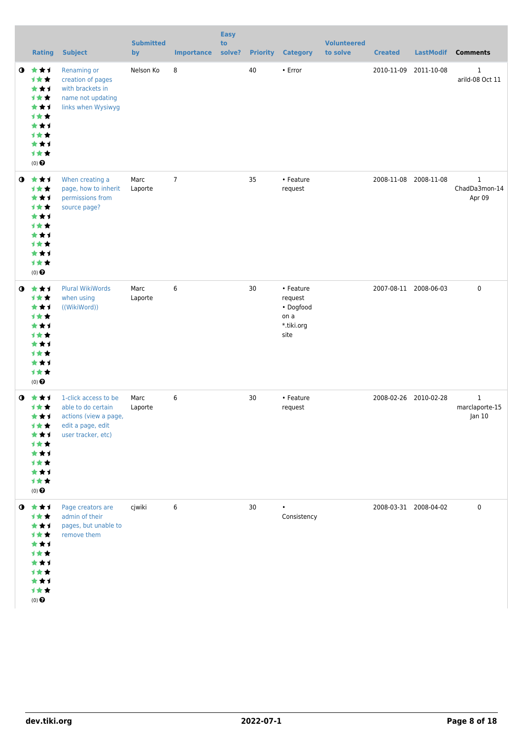|  | Rating | Subject | Submitted by | Importance | Easy to solve? | Priority | Category | Volunteered to solve | Created | LastModif | Comments |
|---|---|---|---|---|---|---|---|---|---|---|---|
|  | (0) | Renaming or creation of pages with brackets in name not updating links when Wysiwyg | Nelson Ko | 8 |  | 40 | • Error |  | 2010-11-09 | 2011-10-08 | 1 arild-08 Oct 11 |
|  | (0) | When creating a page, how to inherit permissions from source page? | Marc Laporte | 7 |  | 35 | • Feature request |  | 2008-11-08 | 2008-11-08 | 1 ChadDa3mon-14 Apr 09 |
|  | (0) | Plural WikiWords when using ((WikiWord)) | Marc Laporte | 6 |  | 30 | • Feature request • Dogfood on a *.tiki.org site |  | 2007-08-11 | 2008-06-03 | 0 |
|  | (0) | 1-click access to be able to do certain actions (view a page, edit a page, edit user tracker, etc) | Marc Laporte | 6 |  | 30 | • Feature request |  | 2008-02-26 | 2010-02-28 | 1 marclaporte-15 Jan 10 |
|  | (0) | Page creators are admin of their pages, but unable to remove them | cjwiki | 6 |  | 30 | • Consistency |  | 2008-03-31 | 2008-04-02 | 0 |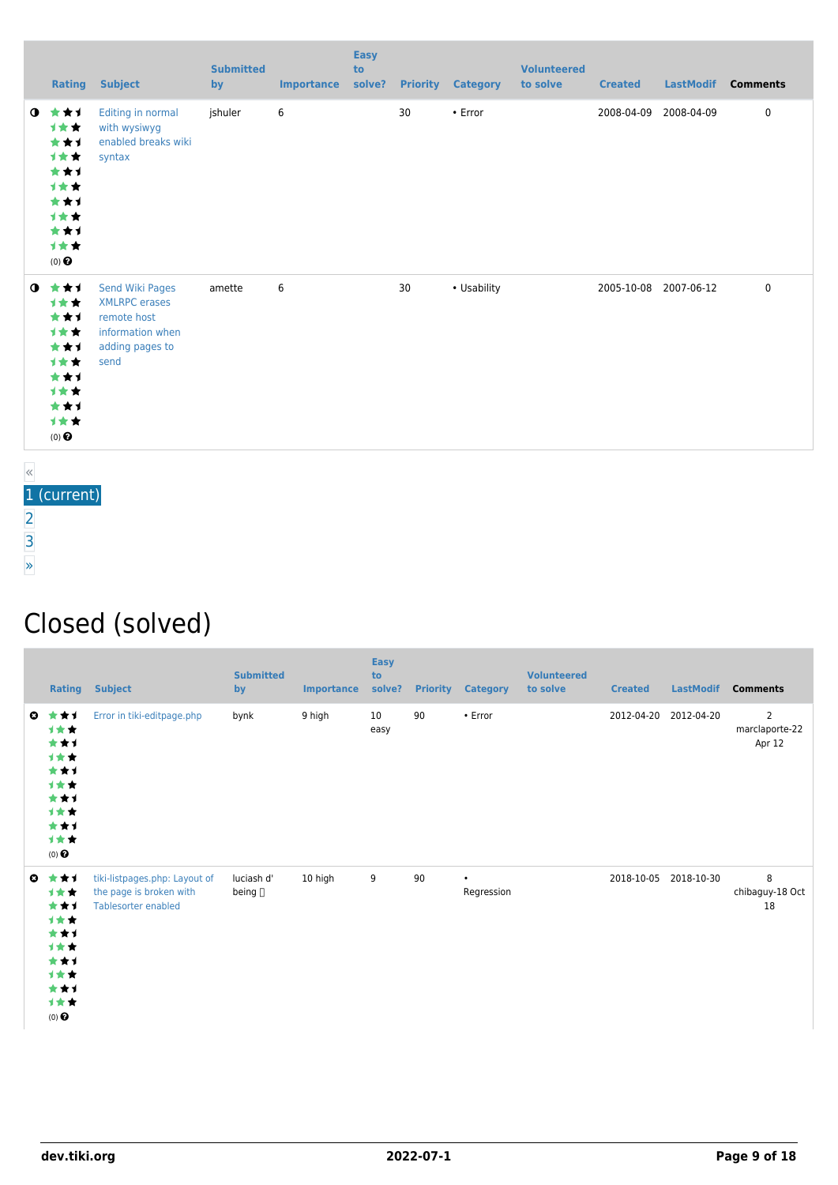| | Rating | Subject | Submitted by | Importance | Easy to solve? | Priority | Category | Volunteered to solve | Created | LastModif | Comments |
|---|---|---|---|---|---|---|---|---|---|---|---|
| ◑ | (0) | Editing in normal with wysiwyg enabled breaks wiki syntax | jshuler | 6 | | 30 | • Error | | 2008-04-09 | 2008-04-09 | 0 |
| ◑ | (0) | Send Wiki Pages XMLRPC erases remote host information when adding pages to send | amette | 6 | | 30 | • Usability | | 2005-10-08 | 2007-06-12 | 0 |

«
1 (current)
2
3
»

# Closed (solved)

| | Rating | Subject | Submitted by | Importance | Easy to solve? | Priority | Category | Volunteered to solve | Created | LastModif | Comments |
|---|---|---|---|---|---|---|---|---|---|---|---|
| ✖ | (0) | Error in tiki-editpage.php | bynk | 9 high | 10 easy | 90 | • Error | | 2012-04-20 | 2012-04-20 | 2 marclaporte-22 Apr 12 |
| ✖ | (0) | tiki-listpages.php: Layout of the page is broken with Tablesorter enabled | luciash d' being | 10 high | 9 | 90 | • Regression | | 2018-10-05 | 2018-10-30 | 8 chibaguy-18 Oct 18 |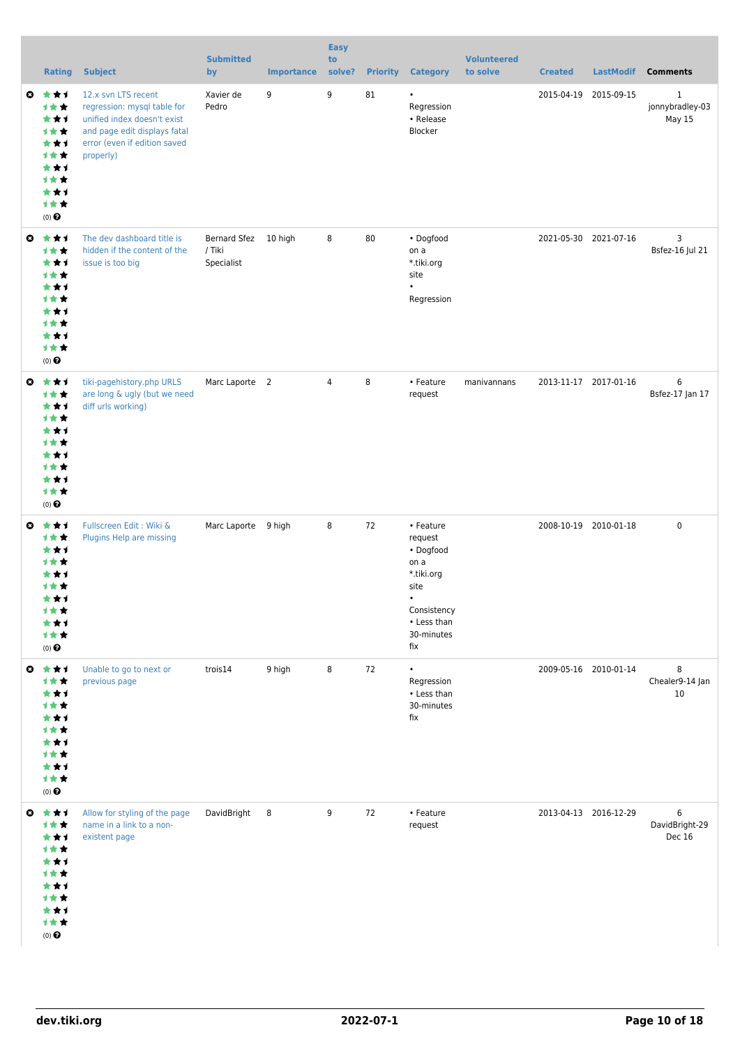|  | Rating | Subject | Submitted by | Importance | Easy to solve? | Priority | Category | Volunteered to solve | Created | LastModif | Comments |
|---|---|---|---|---|---|---|---|---|---|---|---|
|  | (0) | 12.x svn LTS recent regression: mysql table for unified index doesn't exist and page edit displays fatal error (even if edition saved properly) | Xavier de Pedro | 9 | 9 | 81 | • Regression • Release Blocker |  | 2015-04-19 | 2015-09-15 | 1 jonnybradley-03 May 15 |
|  | (0) | The dev dashboard title is hidden if the content of the issue is too big | Bernard Sfez / Tiki Specialist | 10 high | 8 | 80 | • Dogfood on a *.tiki.org site • Regression |  | 2021-05-30 | 2021-07-16 | 3 Bsfez-16 Jul 21 |
|  | (0) | tiki-pagehistory.php URLS are long & ugly (but we need diff urls working) | Marc Laporte | 2 | 4 | 8 | • Feature request | manivannans | 2013-11-17 | 2017-01-16 | 6 Bsfez-17 Jan 17 |
|  | (0) | Fullscreen Edit : Wiki & Plugins Help are missing | Marc Laporte | 9 high | 8 | 72 | • Feature request • Dogfood on a *.tiki.org site • Consistency • Less than 30-minutes fix |  | 2008-10-19 | 2010-01-18 | 0 |
|  | (0) | Unable to go to next or previous page | trois14 | 9 high | 8 | 72 | • Regression • Less than 30-minutes fix |  | 2009-05-16 | 2010-01-14 | 8 Chealer9-14 Jan 10 |
|  | (0) | Allow for styling of the page name in a link to a non-existent page | DavidBright | 8 | 9 | 72 | • Feature request |  | 2013-04-13 | 2016-12-29 | 6 DavidBright-29 Dec 16 |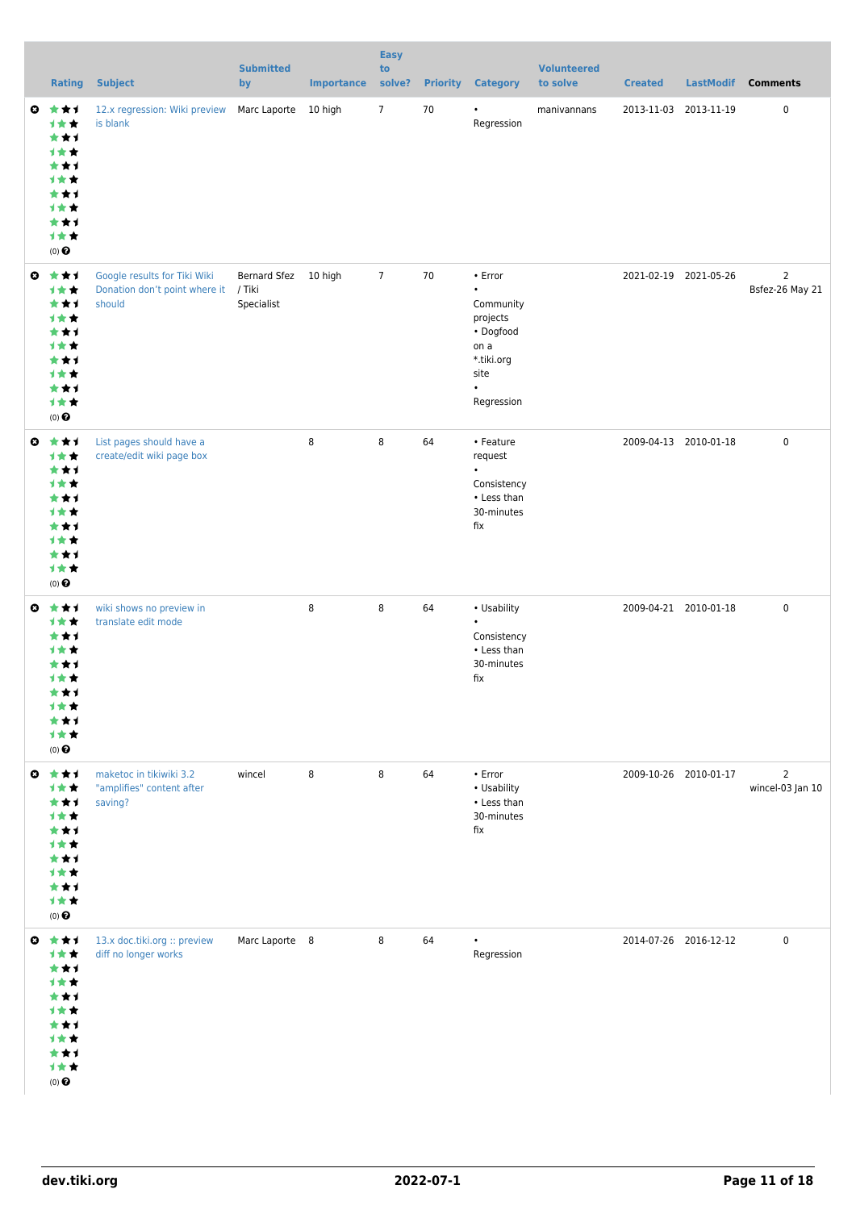| | Rating | Subject | Submitted by | Importance | Easy to solve? | Priority | Category | Volunteered to solve | Created | LastModif | Comments |
|---|---|---|---|---|---|---|---|---|---|---|---|
| | (0) | 12.x regression: Wiki preview is blank | Marc Laporte | 10 high | 7 | 70 | • Regression | manivannans | 2013-11-03 | 2013-11-19 | 0 |
| | (0) | Google results for Tiki Wiki Donation don't point where it should | Bernard Sfez / Tiki Specialist | 10 high | 7 | 70 | • Error • Community projects • Dogfood on a *.tiki.org site • Regression | | 2021-02-19 | 2021-05-26 | 2 Bsfez-26 May 21 |
| | (0) | List pages should have a create/edit wiki page box | | 8 | 8 | 64 | • Feature request • Consistency • Less than 30-minutes fix | | 2009-04-13 | 2010-01-18 | 0 |
| | (0) | wiki shows no preview in translate edit mode | | 8 | 8 | 64 | • Usability • Consistency • Less than 30-minutes fix | | 2009-04-21 | 2010-01-18 | 0 |
| | (0) | maketoc in tikiwiki 3.2 "amplifies" content after saving? | wincel | 8 | 8 | 64 | • Error • Usability • Less than 30-minutes fix | | 2009-10-26 | 2010-01-17 | 2 wincel-03 Jan 10 |
| | (0) | 13.x doc.tiki.org :: preview diff no longer works | Marc Laporte | 8 | 8 | 64 | • Regression | | 2014-07-26 | 2016-12-12 | 0 |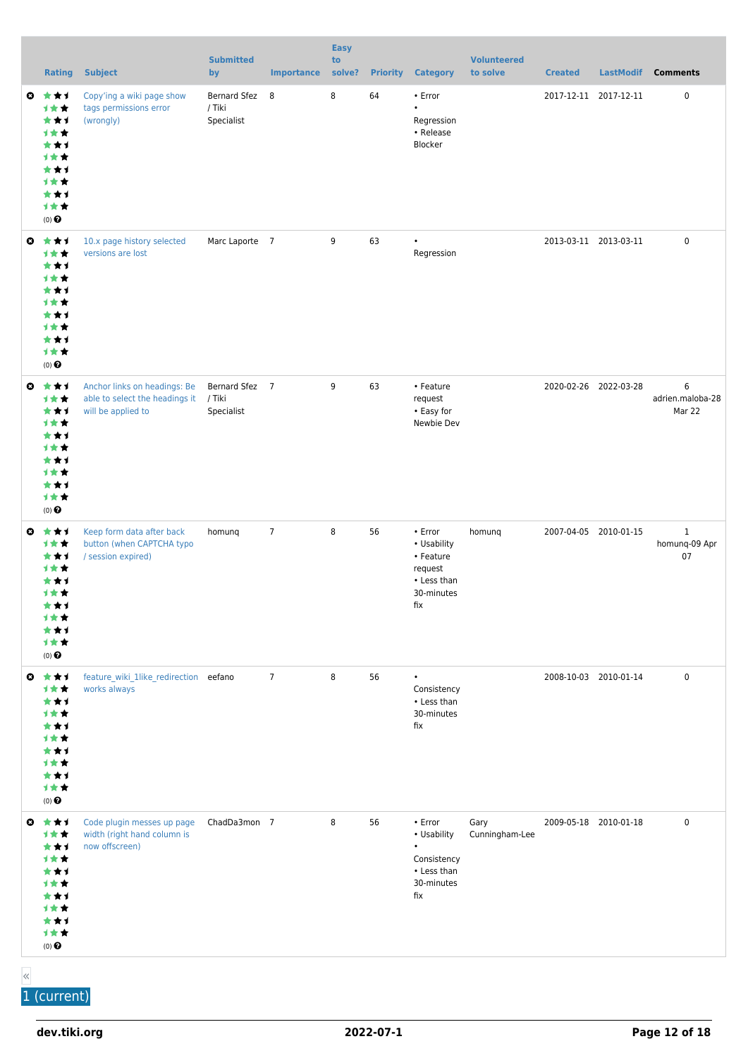| | Rating | Subject | Submitted by | Importance | Easy to solve? | Priority | Category | Volunteered to solve | Created | LastModif | Comments |
|---|---|---|---|---|---|---|---|---|---|---|---|
| | (0) | Copy'ing a wiki page show tags permissions error (wrongly) | Bernard Sfez / Tiki Specialist | 8 | 8 | 64 | • Error<br>• Regression<br>• Release Blocker | | 2017-12-11 | 2017-12-11 | 0 |
| | (0) | 10.x page history selected versions are lost | Marc Laporte | 7 | 9 | 63 | • Regression | | 2013-03-11 | 2013-03-11 | 0 |
| | (0) | Anchor links on headings: Be able to select the headings it will be applied to | Bernard Sfez / Tiki Specialist | 7 | 9 | 63 | • Feature request<br>• Easy for Newbie Dev | | 2020-02-26 | 2022-03-28 | 6 adrien.maloba-28 Mar 22 |
| | (0) | Keep form data after back button (when CAPTCHA typo / session expired) | homunq | 7 | 8 | 56 | • Error<br>• Usability<br>• Feature request<br>• Less than 30-minutes fix | homunq | 2007-04-05 | 2010-01-15 | 1 homunq-09 Apr 07 |
| | (0) | feature_wiki_1like_redirection works always | eefano | 7 | 8 | 56 | • Consistency<br>• Less than 30-minutes fix | | 2008-10-03 | 2010-01-14 | 0 |
| | (0) | Code plugin messes up page width (right hand column is now offscreen) | ChadDa3mon | 7 | 8 | 56 | • Error<br>• Usability<br>• Consistency<br>• Less than 30-minutes fix | Gary Cunningham-Lee | 2009-05-18 | 2010-01-18 | 0 |

«
1 (current)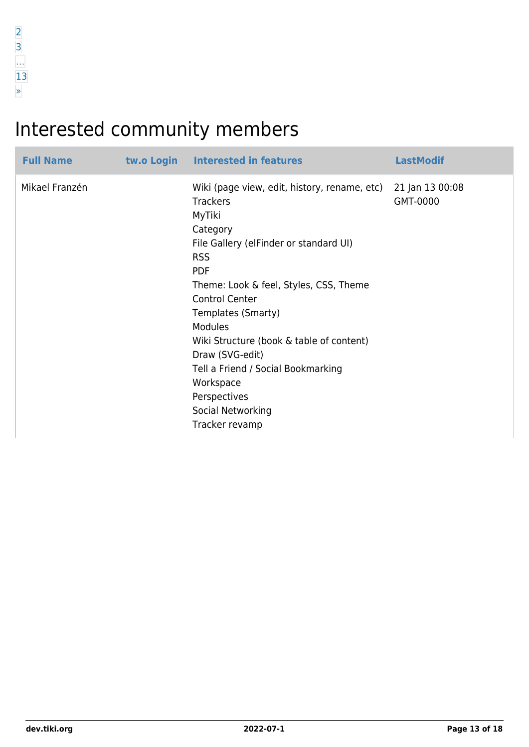2
3
…
13
»

# Interested community members

| Full Name | tw.o Login | Interested in features | LastModif |
| --- | --- | --- | --- |
| Mikael Franzén | | Wiki (page view, edit, history, rename, etc)<br>Trackers<br>MyTiki<br>Category<br>File Gallery (elFinder or standard UI)<br>RSS<br>PDF<br>Theme: Look & feel, Styles, CSS, Theme Control Center<br>Templates (Smarty)<br>Modules<br>Wiki Structure (book & table of content)<br>Draw (SVG-edit)<br>Tell a Friend / Social Bookmarking<br>Workspace<br>Perspectives<br>Social Networking<br>Tracker revamp | 21 Jan 13 00:08 GMT-0000 |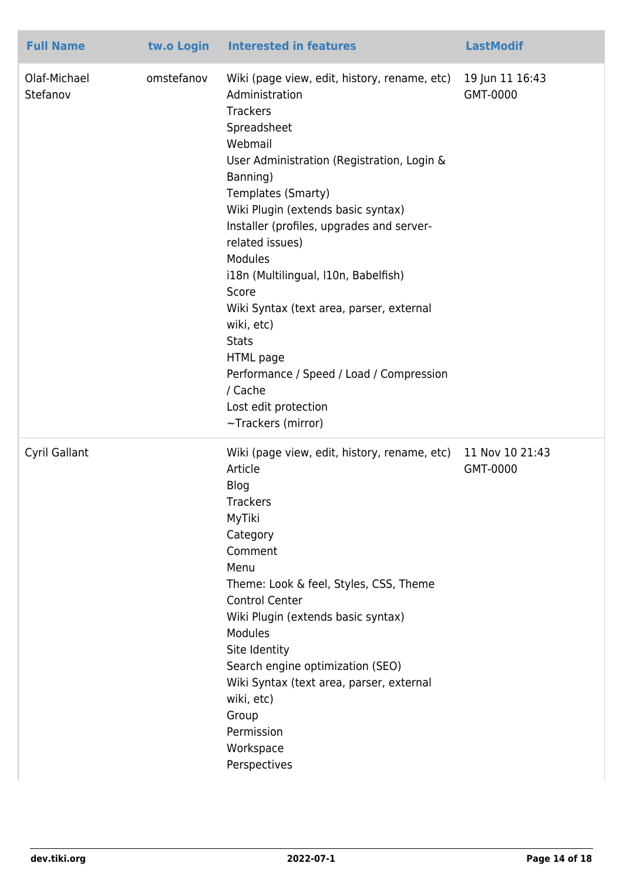| Full Name | tw.o Login | Interested in features | LastModif |
|---|---|---|---|
| Olaf-Michael Stefanov | omstefanov | Wiki (page view, edit, history, rename, etc)<br>Administration<br>Trackers<br>Spreadsheet<br>Webmail<br>User Administration (Registration, Login & Banning)<br>Templates (Smarty)<br>Wiki Plugin (extends basic syntax)<br>Installer (profiles, upgrades and server-related issues)<br>Modules<br>i18n (Multilingual, l10n, Babelfish)<br>Score<br>Wiki Syntax (text area, parser, external wiki, etc)<br>Stats<br>HTML page<br>Performance / Speed / Load / Compression / Cache<br>Lost edit protection<br>~Trackers (mirror) | 19 Jun 11 16:43 GMT-0000 |
| Cyril Gallant | | Wiki (page view, edit, history, rename, etc)<br>Article<br>Blog<br>Trackers<br>MyTiki<br>Category<br>Comment<br>Menu<br>Theme: Look & feel, Styles, CSS, Theme Control Center<br>Wiki Plugin (extends basic syntax)<br>Modules<br>Site Identity<br>Search engine optimization (SEO)<br>Wiki Syntax (text area, parser, external wiki, etc)<br>Group<br>Permission<br>Workspace<br>Perspectives | 11 Nov 10 21:43 GMT-0000 |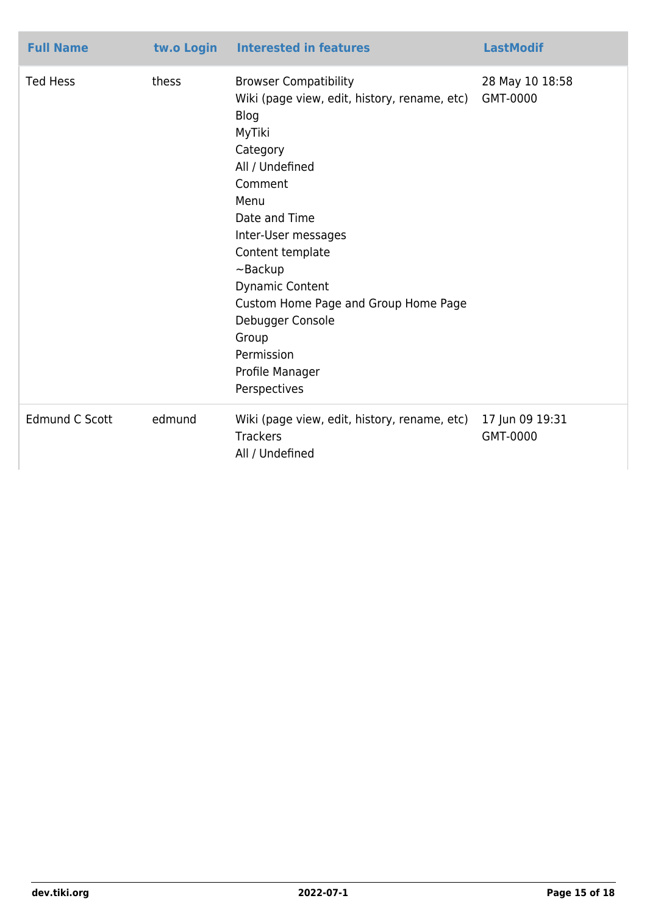| Full Name | tw.o Login | Interested in features | LastModif |
|---|---|---|---|
| Ted Hess | thess | Browser Compatibility<br>Wiki (page view, edit, history, rename, etc)<br>Blog<br>MyTiki<br>Category<br>All / Undefined<br>Comment<br>Menu<br>Date and Time<br>Inter-User messages<br>Content template<br>~Backup<br>Dynamic Content<br>Custom Home Page and Group Home Page<br>Debugger Console<br>Group<br>Permission<br>Profile Manager<br>Perspectives | 28 May 10 18:58 GMT-0000 |
| Edmund C Scott | edmund | Wiki (page view, edit, history, rename, etc)<br>Trackers<br>All / Undefined | 17 Jun 09 19:31 GMT-0000 |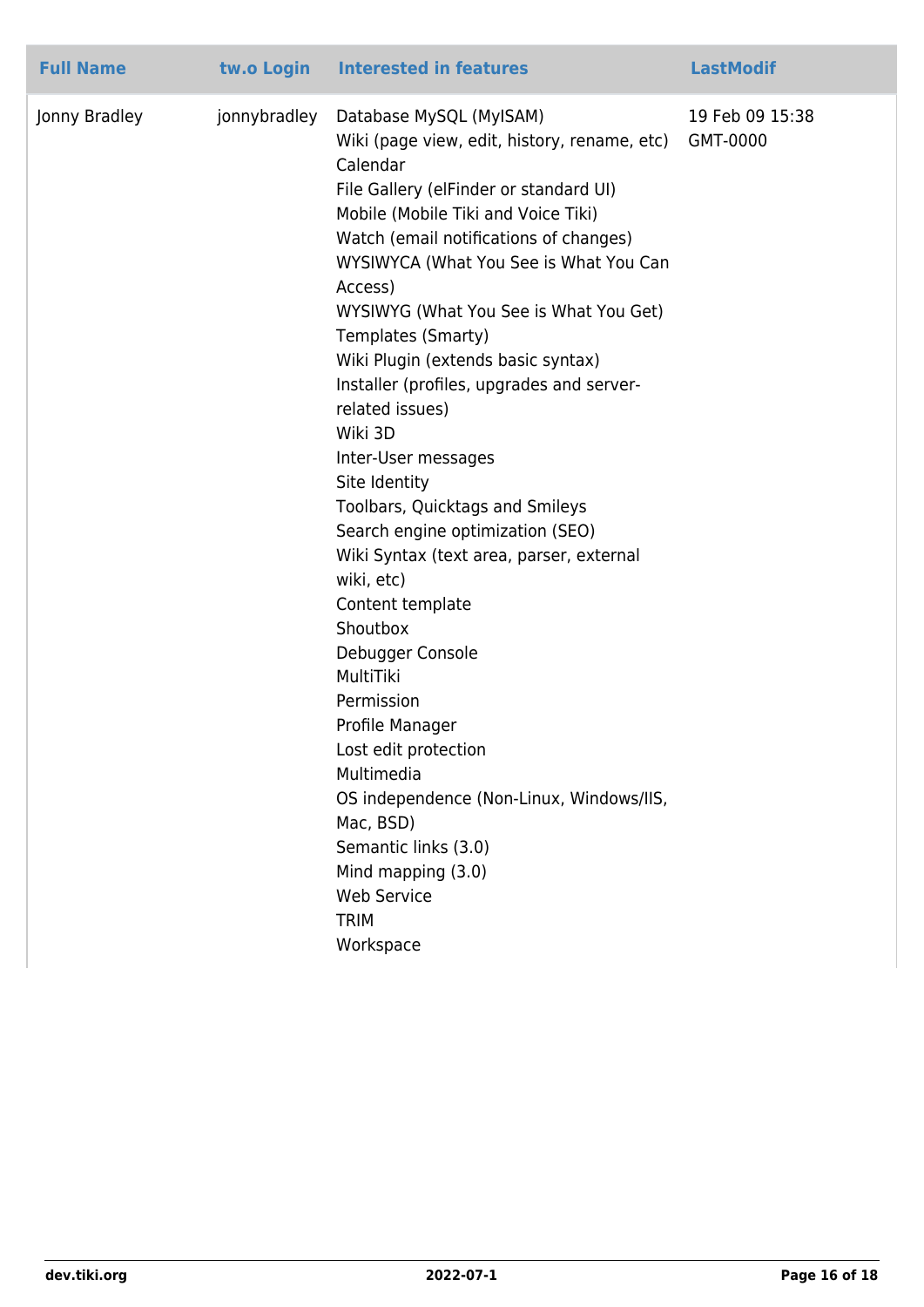| Full Name | tw.o Login | Interested in features | LastModif |
| --- | --- | --- | --- |
| Jonny Bradley | jonnybradley | Database MySQL (MyISAM)<br>Wiki (page view, edit, history, rename, etc)<br>Calendar<br>File Gallery (elFinder or standard UI)<br>Mobile (Mobile Tiki and Voice Tiki)<br>Watch (email notifications of changes)<br>WYSIWYCA (What You See is What You Can Access)<br>WYSIWYG (What You See is What You Get)<br>Templates (Smarty)<br>Wiki Plugin (extends basic syntax)<br>Installer (profiles, upgrades and server-related issues)<br>Wiki 3D<br>Inter-User messages<br>Site Identity<br>Toolbars, Quicktags and Smileys<br>Search engine optimization (SEO)<br>Wiki Syntax (text area, parser, external wiki, etc)<br>Content template<br>Shoutbox<br>Debugger Console<br>MultiTiki<br>Permission<br>Profile Manager<br>Lost edit protection<br>Multimedia<br>OS independence (Non-Linux, Windows/IIS, Mac, BSD)<br>Semantic links (3.0)<br>Mind mapping (3.0)<br>Web Service<br>TRIM<br>Workspace | 19 Feb 09 15:38 GMT-0000 |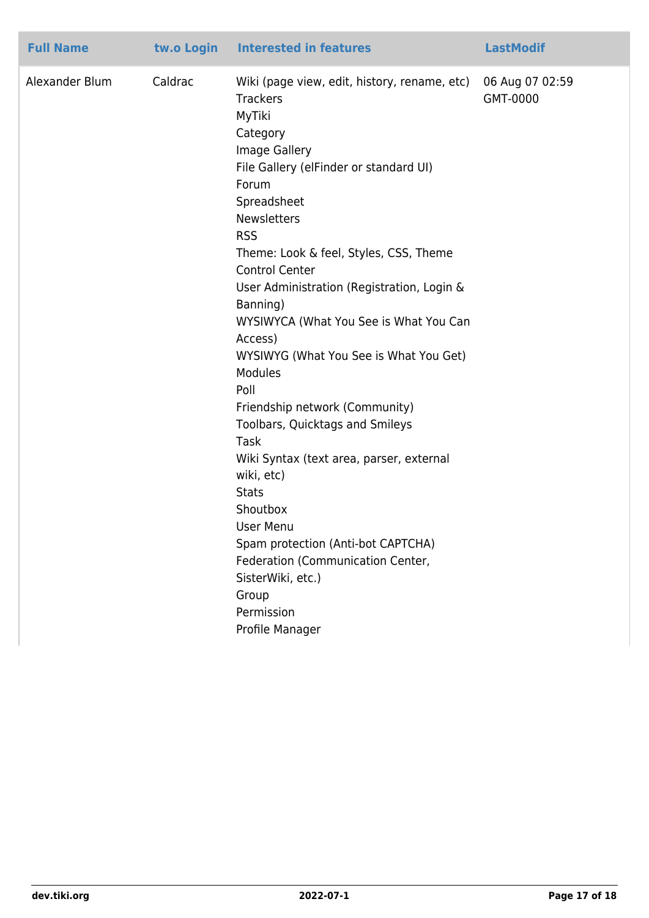| Full Name | tw.o Login | Interested in features | LastModif |
| --- | --- | --- | --- |
| Alexander Blum | Caldrac | Wiki (page view, edit, history, rename, etc)<br>Trackers<br>MyTiki<br>Category<br>Image Gallery<br>File Gallery (elFinder or standard UI)<br>Forum<br>Spreadsheet<br>Newsletters<br>RSS<br>Theme: Look & feel, Styles, CSS, Theme Control Center<br>User Administration (Registration, Login & Banning)<br>WYSIWYCA (What You See is What You Can Access)<br>WYSIWYG (What You See is What You Get)<br>Modules<br>Poll<br>Friendship network (Community)<br>Toolbars, Quicktags and Smileys<br>Task<br>Wiki Syntax (text area, parser, external wiki, etc)<br>Stats<br>Shoutbox<br>User Menu<br>Spam protection (Anti-bot CAPTCHA)<br>Federation (Communication Center, SisterWiki, etc.)<br>Group<br>Permission<br>Profile Manager | 06 Aug 07 02:59 GMT-0000 |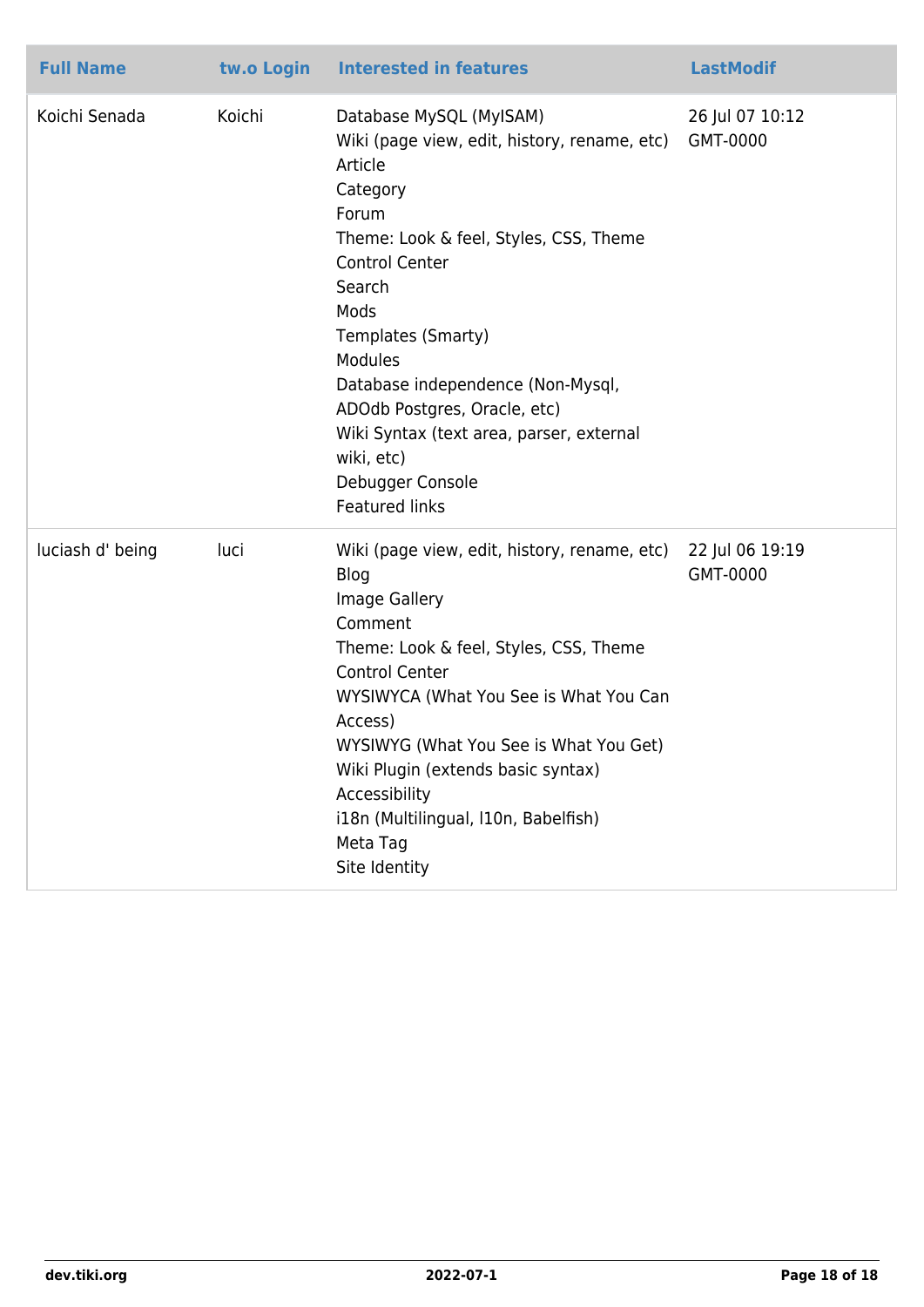| Full Name | tw.o Login | Interested in features | LastModif |
|---|---|---|---|
| Koichi Senada | Koichi | Database MySQL (MyISAM)<br>Wiki (page view, edit, history, rename, etc)<br>Article<br>Category<br>Forum<br>Theme: Look & feel, Styles, CSS, Theme Control Center<br>Search<br>Mods<br>Templates (Smarty)<br>Modules<br>Database independence (Non-Mysql, ADOdb Postgres, Oracle, etc)<br>Wiki Syntax (text area, parser, external wiki, etc)<br>Debugger Console<br>Featured links | 26 Jul 07 10:12 GMT-0000 |
| luciash d' being | luci | Wiki (page view, edit, history, rename, etc)<br>Blog<br>Image Gallery<br>Comment<br>Theme: Look & feel, Styles, CSS, Theme Control Center<br>WYSIWYCA (What You See is What You Can Access)<br>WYSIWYG (What You See is What You Get)<br>Wiki Plugin (extends basic syntax)<br>Accessibility<br>i18n (Multilingual, l10n, Babelfish)<br>Meta Tag<br>Site Identity | 22 Jul 06 19:19 GMT-0000 |